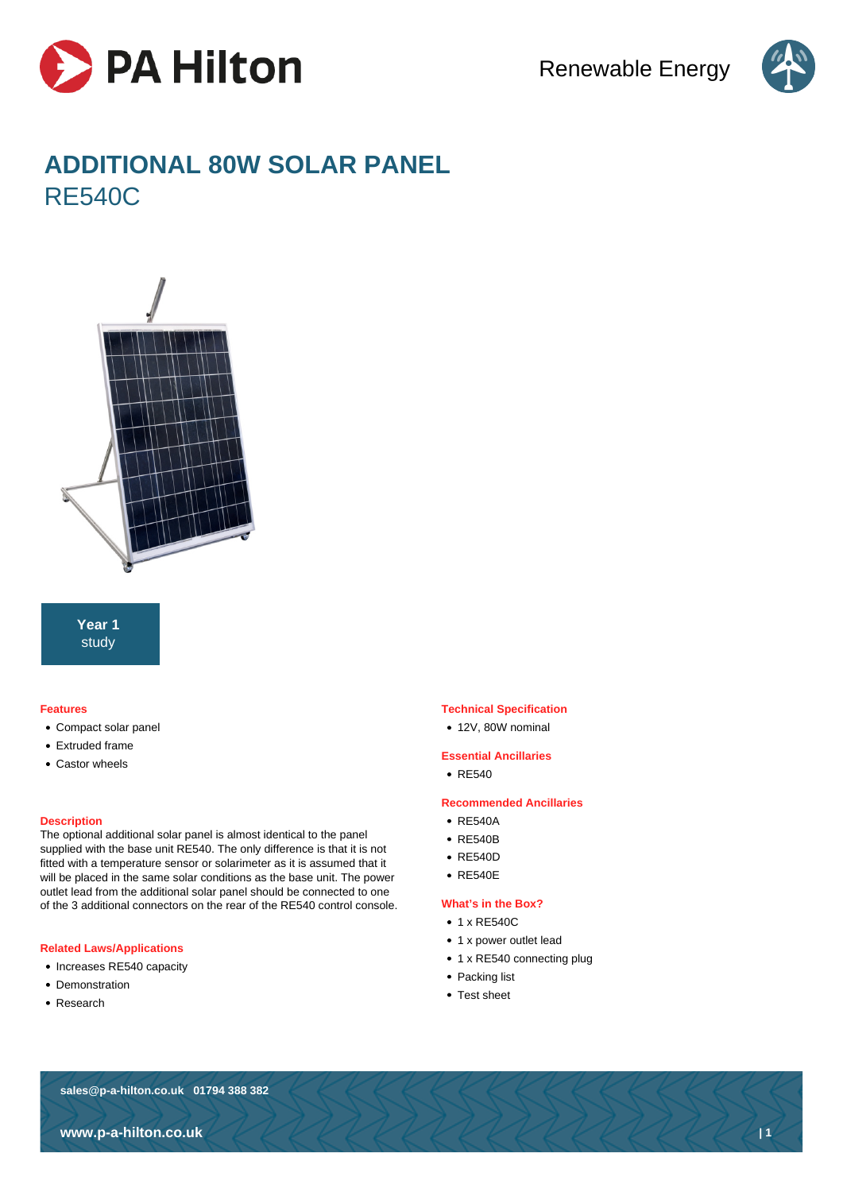PA Hilton

Renewable Energy

# ADDITIONAL 80W SOLAR PANEL

## RE540C

**Year 1**
study

### Features

- Compact solar panel
- Extruded frame
- Castor wheels

### Description

The optional additional solar panel is almost identical to the panel supplied with the base unit RE540. The only difference is that it is not fitted with a temperature sensor or solarimeter as it is assumed that it will be placed in the same solar conditions as the base unit. The power outlet lead from the additional solar panel should be connected to one of the 3 additional connectors on the rear of the RE540 control console.

### Related Laws/Applications

- Increases RE540 capacity
- Demonstration
- Research

### Technical Specification

- 12V, 80W nominal

### Essential Ancillaries

- RE540

### Recommended Ancillaries

- RE540A
- RE540B
- RE540D
- RE540E

### What's in the Box?

- 1 x RE540C
- 1 x power outlet lead
- 1 x RE540 connecting plug
- Packing list
- Test sheet

**sales@p-a-hilton.co.uk 01794 388 382**

**www.p-a-hilton.co.uk**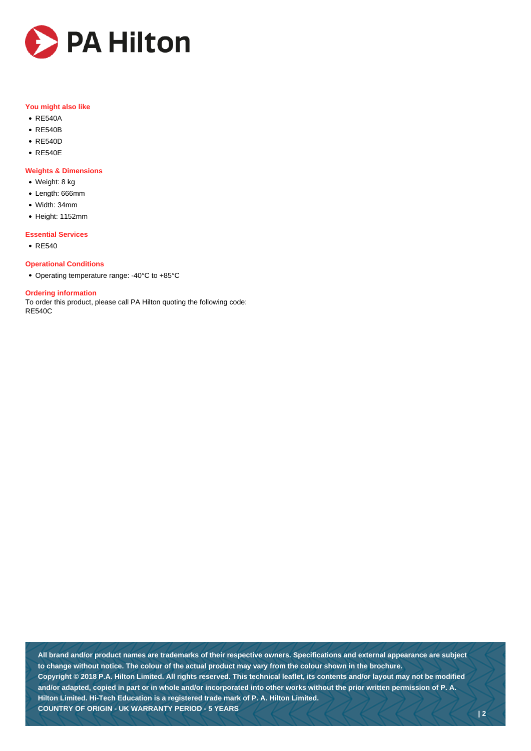PA Hilton

### You might also like

- RE540A
- RE540B
- RE540D
- RE540E

### Weights & Dimensions

- Weight: 8 kg
- Length: 666mm
- Width: 34mm
- Height: 1152mm

### Essential Services

- RE540

### Operational Conditions

- Operating temperature range: -40°C to +85°C

### Ordering information

To order this product, please call PA Hilton quoting the following code:
RE540C

**All brand and/or product names are trademarks of their respective owners. Specifications and external appearance are subject to change without notice. The colour of the actual product may vary from the colour shown in the brochure.**
**Copyright © 2018 P.A. Hilton Limited. All rights reserved. This technical leaflet, its contents and/or layout may not be modified and/or adapted, copied in part or in whole and/or incorporated into other works without the prior written permission of P. A. Hilton Limited. Hi-Tech Education is a registered trade mark of P. A. Hilton Limited.**
**COUNTRY OF ORIGIN - UK WARRANTY PERIOD - 5 YEARS**